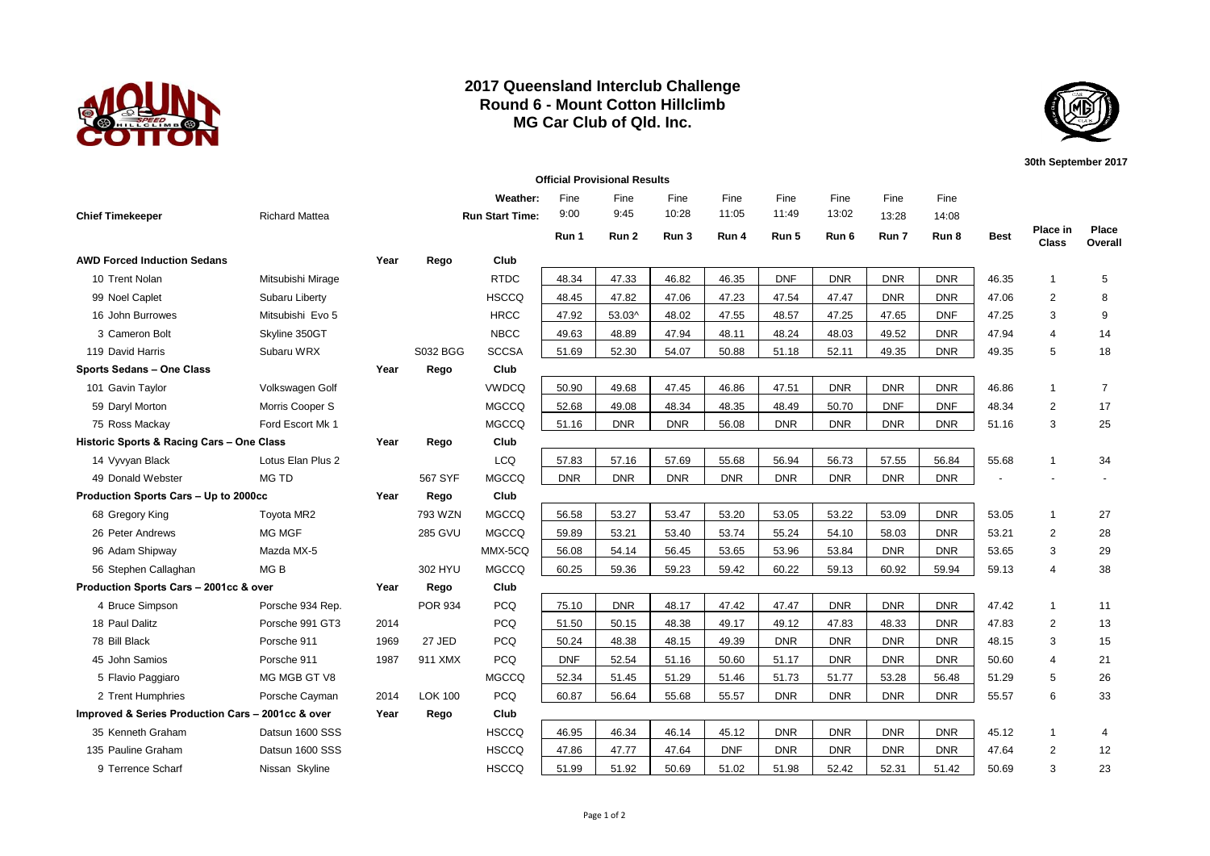# 2017 Queensland Interclub Challenge
## Round 6 - Mount Cotton Hillclimb
## MG Car Club of Qld. Inc.

30th September 2017

**Official Provisional Results**

**Chief Timekeeper:** Richard Mattea

| | | | | **Weather:** | Fine | Fine | Fine | Fine | Fine | Fine | Fine | Fine | | | |
|---|---|---|---|---|---|---|---|---|---|---|---|---|---|---|---|
| | | | | **Run Start Time:** | 9:00 | 9:45 | 10:28 | 11:05 | 11:49 | 13:02 | 13:28 | 14:08 | | | |
| | | | | | **Run 1** | **Run 2** | **Run 3** | **Run 4** | **Run 5** | **Run 6** | **Run 7** | **Run 8** | **Best** | **Place in Class** | **Place Overall** |
| **AWD Forced Induction Sedans** | | **Year** | **Rego** | **Club** | | | | | | | | | | | |
| 10 Trent Nolan | Mitsubishi Mirage | | | RTDC | 48.34 | 47.33 | 46.82 | 46.35 | DNF | DNR | DNR | DNR | 46.35 | 1 | 5 |
| 99 Noel Caplet | Subaru Liberty | | | HSCCQ | 48.45 | 47.82 | 47.06 | 47.23 | 47.54 | 47.47 | DNR | DNR | 47.06 | 2 | 8 |
| 16 John Burrowes | Mitsubishi Evo 5 | | | HRCC | 47.92 | 53.03^ | 48.02 | 47.55 | 48.57 | 47.25 | 47.65 | DNF | 47.25 | 3 | 9 |
| 3 Cameron Bolt | Skyline 350GT | | | NBCC | 49.63 | 48.89 | 47.94 | 48.11 | 48.24 | 48.03 | 49.52 | DNR | 47.94 | 4 | 14 |
| 119 David Harris | Subaru WRX | | S032 BGG | SCCSA | 51.69 | 52.30 | 54.07 | 50.88 | 51.18 | 52.11 | 49.35 | DNR | 49.35 | 5 | 18 |
| **Sports Sedans – One Class** | | **Year** | **Rego** | **Club** | | | | | | | | | | | |
| 101 Gavin Taylor | Volkswagen Golf | | | VWDCQ | 50.90 | 49.68 | 47.45 | 46.86 | 47.51 | DNR | DNR | DNR | 46.86 | 1 | 7 |
| 59 Daryl Morton | Morris Cooper S | | | MGCCQ | 52.68 | 49.08 | 48.34 | 48.35 | 48.49 | 50.70 | DNF | DNF | 48.34 | 2 | 17 |
| 75 Ross Mackay | Ford Escort Mk 1 | | | MGCCQ | 51.16 | DNR | DNR | 56.08 | DNR | DNR | DNR | DNR | 51.16 | 3 | 25 |
| **Historic Sports & Racing Cars – One Class** | | **Year** | **Rego** | **Club** | | | | | | | | | | | |
| 14 Vyvyan Black | Lotus Elan Plus 2 | | | LCQ | 57.83 | 57.16 | 57.69 | 55.68 | 56.94 | 56.73 | 57.55 | 56.84 | 55.68 | 1 | 34 |
| 49 Donald Webster | MG TD | | 567 SYF | MGCCQ | DNR | DNR | DNR | DNR | DNR | DNR | DNR | DNR | - | - | - |
| **Production Sports Cars – Up to 2000cc** | | **Year** | **Rego** | **Club** | | | | | | | | | | | |
| 68 Gregory King | Toyota MR2 | | 793 WZN | MGCCQ | 56.58 | 53.27 | 53.47 | 53.20 | 53.05 | 53.22 | 53.09 | DNR | 53.05 | 1 | 27 |
| 26 Peter Andrews | MG MGF | | 285 GVU | MGCCQ | 59.89 | 53.21 | 53.40 | 53.74 | 55.24 | 54.10 | 58.03 | DNR | 53.21 | 2 | 28 |
| 96 Adam Shipway | Mazda MX-5 | | | MMX-5CQ | 56.08 | 54.14 | 56.45 | 53.65 | 53.96 | 53.84 | DNR | DNR | 53.65 | 3 | 29 |
| 56 Stephen Callaghan | MG B | | 302 HYU | MGCCQ | 60.25 | 59.36 | 59.23 | 59.42 | 60.22 | 59.13 | 60.92 | 59.94 | 59.13 | 4 | 38 |
| **Production Sports Cars – 2001cc & over** | | **Year** | **Rego** | **Club** | | | | | | | | | | | |
| 4 Bruce Simpson | Porsche 934 Rep. | | POR 934 | PCQ | 75.10 | DNR | 48.17 | 47.42 | 47.47 | DNR | DNR | DNR | 47.42 | 1 | 11 |
| 18 Paul Dalitz | Porsche 991 GT3 | 2014 | | PCQ | 51.50 | 50.15 | 48.38 | 49.17 | 49.12 | 47.83 | 48.33 | DNR | 47.83 | 2 | 13 |
| 78 Bill Black | Porsche 911 | 1969 | 27 JED | PCQ | 50.24 | 48.38 | 48.15 | 49.39 | DNR | DNR | DNR | DNR | 48.15 | 3 | 15 |
| 45 John Samios | Porsche 911 | 1987 | 911 XMX | PCQ | DNF | 52.54 | 51.16 | 50.60 | 51.17 | DNR | DNR | DNR | 50.60 | 4 | 21 |
| 5 Flavio Paggiaro | MG MGB GT V8 | | | MGCCQ | 52.34 | 51.45 | 51.29 | 51.46 | 51.73 | 51.77 | 53.28 | 56.48 | 51.29 | 5 | 26 |
| 2 Trent Humphries | Porsche Cayman | 2014 | LOK 100 | PCQ | 60.87 | 56.64 | 55.68 | 55.57 | DNR | DNR | DNR | DNR | 55.57 | 6 | 33 |
| **Improved & Series Production Cars – 2001cc & over** | | **Year** | **Rego** | **Club** | | | | | | | | | | | |
| 35 Kenneth Graham | Datsun 1600 SSS | | | HSCCQ | 46.95 | 46.34 | 46.14 | 45.12 | DNR | DNR | DNR | DNR | 45.12 | 1 | 4 |
| 135 Pauline Graham | Datsun 1600 SSS | | | HSCCQ | 47.86 | 47.77 | 47.64 | DNF | DNR | DNR | DNR | DNR | 47.64 | 2 | 12 |
| 9 Terrence Scharf | Nissan Skyline | | | HSCCQ | 51.99 | 51.92 | 50.69 | 51.02 | 51.98 | 52.42 | 52.31 | 51.42 | 50.69 | 3 | 23 |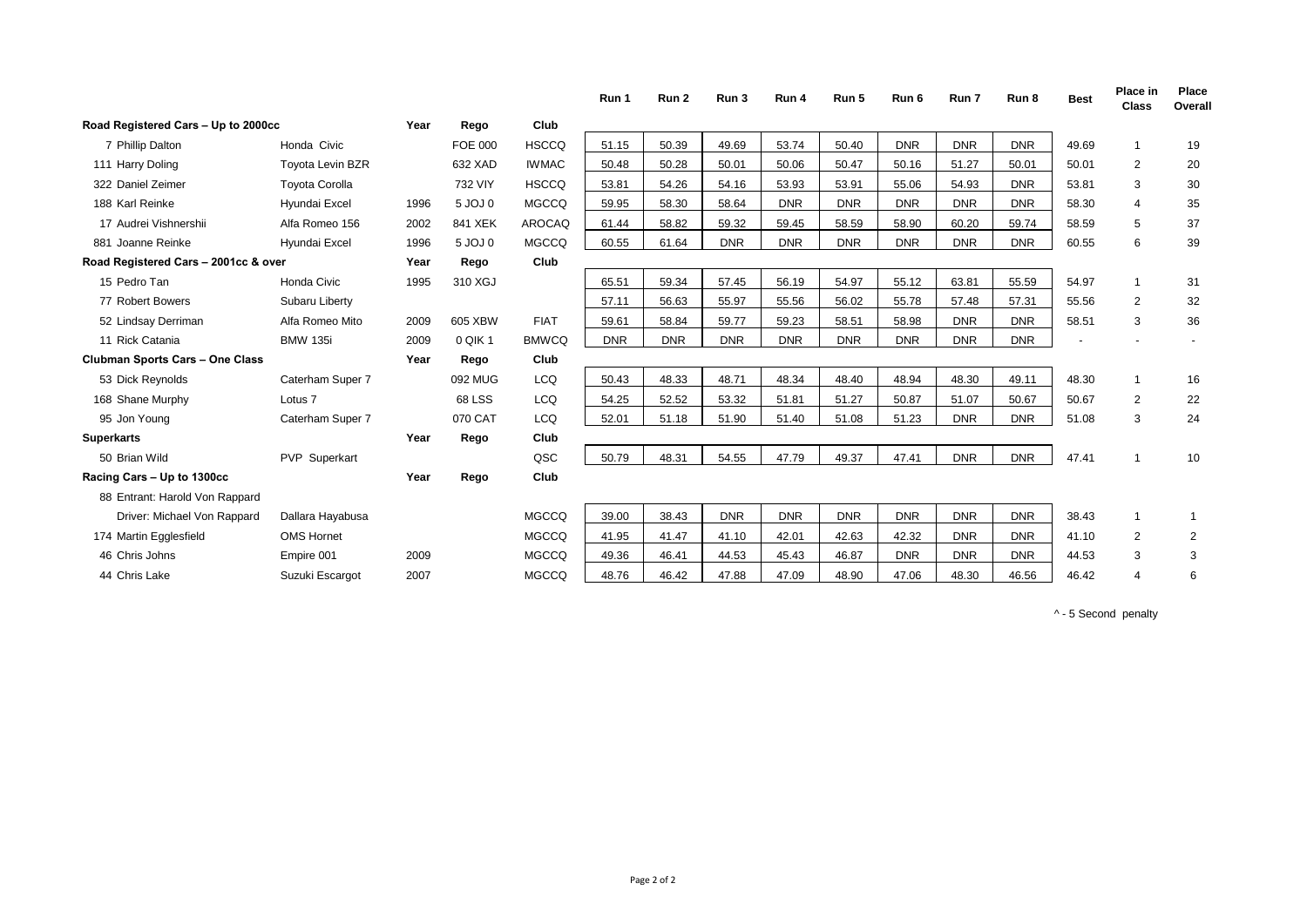| | | Year | Rego | Club | Run 1 | Run 2 | Run 3 | Run 4 | Run 5 | Run 6 | Run 7 | Run 8 | Best | Place in Class | Place Overall |
|---|---|---|---|---|---|---|---|---|---|---|---|---|---|---|---|
| **Road Registered Cars – Up to 2000cc** | | **Year** | **Rego** | **Club** | | | | | | | | | | | |
| 7 Phillip Dalton | Honda Civic | | FOE 000 | HSCCQ | 51.15 | 50.39 | 49.69 | 53.74 | 50.40 | DNR | DNR | DNR | 49.69 | 1 | 19 |
| 111 Harry Doling | Toyota Levin BZR | | 632 XAD | IWMAC | 50.48 | 50.28 | 50.01 | 50.06 | 50.47 | 50.16 | 51.27 | 50.01 | 50.01 | 2 | 20 |
| 322 Daniel Zeimer | Toyota Corolla | | 732 VIY | HSCCQ | 53.81 | 54.26 | 54.16 | 53.93 | 53.91 | 55.06 | 54.93 | DNR | 53.81 | 3 | 30 |
| 188 Karl Reinke | Hyundai Excel | 1996 | 5 JOJ 0 | MGCCQ | 59.95 | 58.30 | 58.64 | DNR | DNR | DNR | DNR | DNR | 58.30 | 4 | 35 |
| 17 Audrei Vishnershii | Alfa Romeo 156 | 2002 | 841 XEK | AROCAQ | 61.44 | 58.82 | 59.32 | 59.45 | 58.59 | 58.90 | 60.20 | 59.74 | 58.59 | 5 | 37 |
| 881 Joanne Reinke | Hyundai Excel | 1996 | 5 JOJ 0 | MGCCQ | 60.55 | 61.64 | DNR | DNR | DNR | DNR | DNR | DNR | 60.55 | 6 | 39 |
| **Road Registered Cars – 2001cc & over** | | **Year** | **Rego** | **Club** | | | | | | | | | | | |
| 15 Pedro Tan | Honda Civic | 1995 | 310 XGJ | | 65.51 | 59.34 | 57.45 | 56.19 | 54.97 | 55.12 | 63.81 | 55.59 | 54.97 | 1 | 31 |
| 77 Robert Bowers | Subaru Liberty | | | | 57.11 | 56.63 | 55.97 | 55.56 | 56.02 | 55.78 | 57.48 | 57.31 | 55.56 | 2 | 32 |
| 52 Lindsay Derriman | Alfa Romeo Mito | 2009 | 605 XBW | FIAT | 59.61 | 58.84 | 59.77 | 59.23 | 58.51 | 58.98 | DNR | DNR | 58.51 | 3 | 36 |
| 11 Rick Catania | BMW 135i | 2009 | 0 QIK 1 | BMWCQ | DNR | DNR | DNR | DNR | DNR | DNR | DNR | DNR | - | - | - |
| **Clubman Sports Cars – One Class** | | **Year** | **Rego** | **Club** | | | | | | | | | | | |
| 53 Dick Reynolds | Caterham Super 7 | | 092 MUG | LCQ | 50.43 | 48.33 | 48.71 | 48.34 | 48.40 | 48.94 | 48.30 | 49.11 | 48.30 | 1 | 16 |
| 168 Shane Murphy | Lotus 7 | | 68 LSS | LCQ | 54.25 | 52.52 | 53.32 | 51.81 | 51.27 | 50.87 | 51.07 | 50.67 | 50.67 | 2 | 22 |
| 95 Jon Young | Caterham Super 7 | | 070 CAT | LCQ | 52.01 | 51.18 | 51.90 | 51.40 | 51.08 | 51.23 | DNR | DNR | 51.08 | 3 | 24 |
| **Superkarts** | | **Year** | **Rego** | **Club** | | | | | | | | | | | |
| 50 Brian Wild | PVP Superkart | | | QSC | 50.79 | 48.31 | 54.55 | 47.79 | 49.37 | 47.41 | DNR | DNR | 47.41 | 1 | 10 |
| **Racing Cars – Up to 1300cc** | | **Year** | **Rego** | **Club** | | | | | | | | | | | |
| 88 Entrant: Harold Von Rappard | | | | | | | | | | | | | | | |
| Driver: Michael Von Rappard | Dallara Hayabusa | | | MGCCQ | 39.00 | 38.43 | DNR | DNR | DNR | DNR | DNR | DNR | 38.43 | 1 | 1 |
| 174 Martin Egglesfield | OMS Hornet | | | MGCCQ | 41.95 | 41.47 | 41.10 | 42.01 | 42.63 | 42.32 | DNR | DNR | 41.10 | 2 | 2 |
| 46 Chris Johns | Empire 001 | 2009 | | MGCCQ | 49.36 | 46.41 | 44.53 | 45.43 | 46.87 | DNR | DNR | DNR | 44.53 | 3 | 3 |
| 44 Chris Lake | Suzuki Escargot | 2007 | | MGCCQ | 48.76 | 46.42 | 47.88 | 47.09 | 48.90 | 47.06 | 48.30 | 46.56 | 46.42 | 4 | 6 |

^ - 5 Second penalty